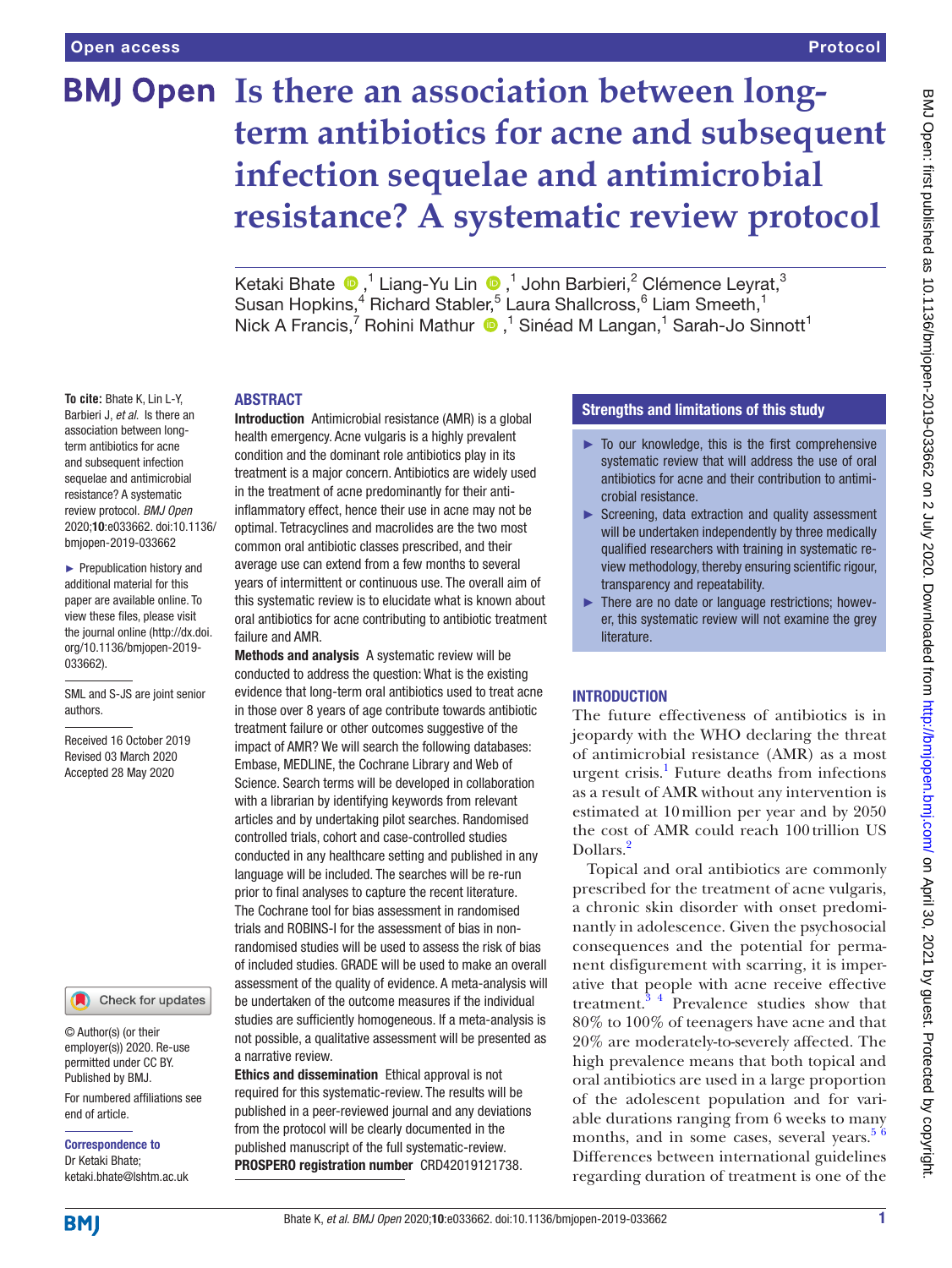Open access | Protocol

# Is there an association between long-term antibiotics for acne and subsequent infection sequelae and antimicrobial resistance? A systematic review protocol

Ketaki Bhate ,[1] Liang-Yu Lin ,[1] John Barbieri,[2] Clémence Leyrat,[3] Susan Hopkins,[4] Richard Stabler,[5] Laura Shallcross,[6] Liam Smeeth,[1] Nick A Francis,[7] Rohini Mathur ,[1] Sinéad M Langan,[1] Sarah-Jo Sinnott[1]

**To cite:** Bhate K, Lin L-Y, Barbieri J, *et al*. Is there an association between long-term antibiotics for acne and subsequent infection sequelae and antimicrobial resistance? A systematic review protocol. *BMJ Open* 2020;**10**:e033662. doi:10.1136/bmjopen-2019-033662

► Prepublication history and additional material for this paper are available online. To view these files, please visit the journal online (http://dx.doi.org/10.1136/bmjopen-2019-033662).

SML and S-JS are joint senior authors.

Received 16 October 2019
Revised 03 March 2020
Accepted 28 May 2020

© Author(s) (or their employer(s)) 2020. Re-use permitted under CC BY. Published by BMJ.

For numbered affiliations see end of article.

**Correspondence to**
Dr Ketaki Bhate;
ketaki.bhate@lshtm.ac.uk

## ABSTRACT

**Introduction** Antimicrobial resistance (AMR) is a global health emergency. Acne vulgaris is a highly prevalent condition and the dominant role antibiotics play in its treatment is a major concern. Antibiotics are widely used in the treatment of acne predominantly for their anti-inflammatory effect, hence their use in acne may not be optimal. Tetracyclines and macrolides are the two most common oral antibiotic classes prescribed, and their average use can extend from a few months to several years of intermittent or continuous use. The overall aim of this systematic review is to elucidate what is known about oral antibiotics for acne contributing to antibiotic treatment failure and AMR.

**Methods and analysis** A systematic review will be conducted to address the question: What is the existing evidence that long-term oral antibiotics used to treat acne in those over 8 years of age contribute towards antibiotic treatment failure or other outcomes suggestive of the impact of AMR? We will search the following databases: Embase, MEDLINE, the Cochrane Library and Web of Science. Search terms will be developed in collaboration with a librarian by identifying keywords from relevant articles and by undertaking pilot searches. Randomised controlled trials, cohort and case-controlled studies conducted in any healthcare setting and published in any language will be included. The searches will be re-run prior to final analyses to capture the recent literature. The Cochrane tool for bias assessment in randomised trials and ROBINS-I for the assessment of bias in non-randomised studies will be used to assess the risk of bias of included studies. GRADE will be used to make an overall assessment of the quality of evidence. A meta-analysis will be undertaken of the outcome measures if the individual studies are sufficiently homogeneous. If a meta-analysis is not possible, a qualitative assessment will be presented as a narrative review.

**Ethics and dissemination** Ethical approval is not required for this systematic-review. The results will be published in a peer-reviewed journal and any deviations from the protocol will be clearly documented in the published manuscript of the full systematic-review.

**PROSPERO registration number** CRD42019121738.

## Strengths and limitations of this study

- ► To our knowledge, this is the first comprehensive systematic review that will address the use of oral antibiotics for acne and their contribution to antimicrobial resistance.
- ► Screening, data extraction and quality assessment will be undertaken independently by three medically qualified researchers with training in systematic review methodology, thereby ensuring scientific rigour, transparency and repeatability.
- ► There are no date or language restrictions; however, this systematic review will not examine the grey literature.

## INTRODUCTION

The future effectiveness of antibiotics is in jeopardy with the WHO declaring the threat of antimicrobial resistance (AMR) as a most urgent crisis.[1] Future deaths from infections as a result of AMR without any intervention is estimated at 10 million per year and by 2050 the cost of AMR could reach 100 trillion US Dollars.[2]

Topical and oral antibiotics are commonly prescribed for the treatment of acne vulgaris, a chronic skin disorder with onset predominantly in adolescence. Given the psychosocial consequences and the potential for permanent disfigurement with scarring, it is imperative that people with acne receive effective treatment.[3,4] Prevalence studies show that 80% to 100% of teenagers have acne and that 20% are moderately-to-severely affected. The high prevalence means that both topical and oral antibiotics are used in a large proportion of the adolescent population and for variable durations ranging from 6 weeks to many months, and in some cases, several years.[5,6] Differences between international guidelines regarding duration of treatment is one of the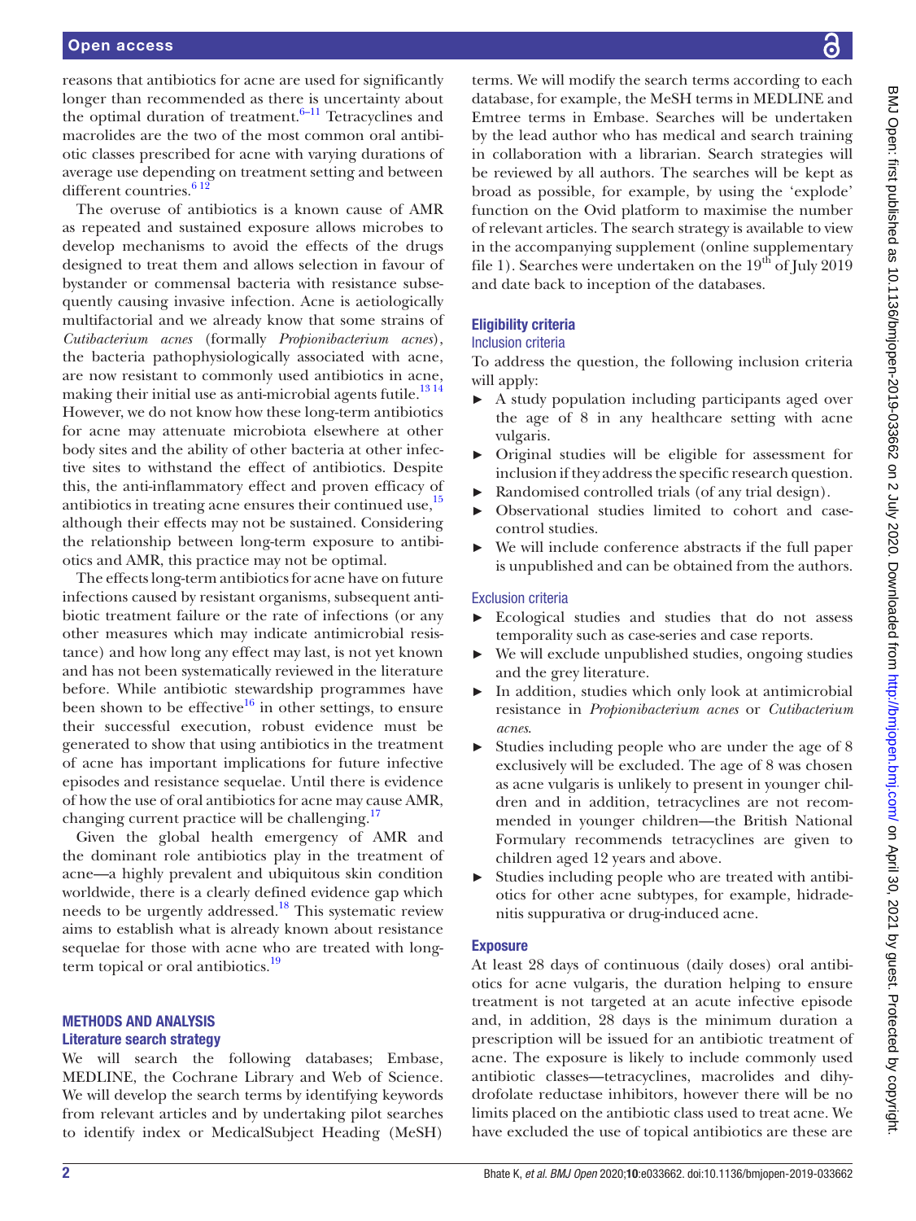reasons that antibiotics for acne are used for significantly longer than recommended as there is uncertainty about the optimal duration of treatment.[6–11] Tetracyclines and macrolides are the two of the most common oral antibiotic classes prescribed for acne with varying durations of average use depending on treatment setting and between different countries.[6 12]

The overuse of antibiotics is a known cause of AMR as repeated and sustained exposure allows microbes to develop mechanisms to avoid the effects of the drugs designed to treat them and allows selection in favour of bystander or commensal bacteria with resistance subsequently causing invasive infection. Acne is aetiologically multifactorial and we already know that some strains of *Cutibacterium acnes* (formally *Propionibacterium acnes*), the bacteria pathophysiologically associated with acne, are now resistant to commonly used antibiotics in acne, making their initial use as anti-microbial agents futile.[13 14] However, we do not know how these long-term antibiotics for acne may attenuate microbiota elsewhere at other body sites and the ability of other bacteria at other infective sites to withstand the effect of antibiotics. Despite this, the anti-inflammatory effect and proven efficacy of antibiotics in treating acne ensures their continued use,[15] although their effects may not be sustained. Considering the relationship between long-term exposure to antibiotics and AMR, this practice may not be optimal.

The effects long-term antibiotics for acne have on future infections caused by resistant organisms, subsequent antibiotic treatment failure or the rate of infections (or any other measures which may indicate antimicrobial resistance) and how long any effect may last, is not yet known and has not been systematically reviewed in the literature before. While antibiotic stewardship programmes have been shown to be effective[16] in other settings, to ensure their successful execution, robust evidence must be generated to show that using antibiotics in the treatment of acne has important implications for future infective episodes and resistance sequelae. Until there is evidence of how the use of oral antibiotics for acne may cause AMR, changing current practice will be challenging.[17]

Given the global health emergency of AMR and the dominant role antibiotics play in the treatment of acne—a highly prevalent and ubiquitous skin condition worldwide, there is a clearly defined evidence gap which needs to be urgently addressed.[18] This systematic review aims to establish what is already known about resistance sequelae for those with acne who are treated with long-term topical or oral antibiotics.[19]

## METHODS AND ANALYSIS

### Literature search strategy

We will search the following databases; Embase, MEDLINE, the Cochrane Library and Web of Science. We will develop the search terms by identifying keywords from relevant articles and by undertaking pilot searches to identify index or MedicalSubject Heading (MeSH) terms. We will modify the search terms according to each database, for example, the MeSH terms in MEDLINE and Emtree terms in Embase. Searches will be undertaken by the lead author who has medical and search training in collaboration with a librarian. Search strategies will be reviewed by all authors. The searches will be kept as broad as possible, for example, by using the 'explode' function on the Ovid platform to maximise the number of relevant articles. The search strategy is available to view in the accompanying supplement (online supplementary file 1). Searches were undertaken on the 19th of July 2019 and date back to inception of the databases.

### Eligibility criteria

#### Inclusion criteria

To address the question, the following inclusion criteria will apply:

- A study population including participants aged over the age of 8 in any healthcare setting with acne vulgaris.
- Original studies will be eligible for assessment for inclusion if they address the specific research question.
- Randomised controlled trials (of any trial design).
- Observational studies limited to cohort and case-control studies.
- We will include conference abstracts if the full paper is unpublished and can be obtained from the authors.

#### Exclusion criteria

- Ecological studies and studies that do not assess temporality such as case-series and case reports.
- We will exclude unpublished studies, ongoing studies and the grey literature.
- In addition, studies which only look at antimicrobial resistance in *Propionibacterium acnes* or *Cutibacterium acnes*.
- Studies including people who are under the age of 8 exclusively will be excluded. The age of 8 was chosen as acne vulgaris is unlikely to present in younger children and in addition, tetracyclines are not recommended in younger children—the British National Formulary recommends tetracyclines are given to children aged 12 years and above.
- Studies including people who are treated with antibiotics for other acne subtypes, for example, hidradenitis suppuritiva or drug-induced acne.

### Exposure

At least 28 days of continuous (daily doses) oral antibiotics for acne vulgaris, the duration helping to ensure treatment is not targeted at an acute infective episode and, in addition, 28 days is the minimum duration a prescription will be issued for an antibiotic treatment of acne. The exposure is likely to include commonly used antibiotic classes—tetracyclines, macrolides and dihydrofolate reductase inhibitors, however there will be no limits placed on the antibiotic class used to treat acne. We have excluded the use of topical antibiotics are these are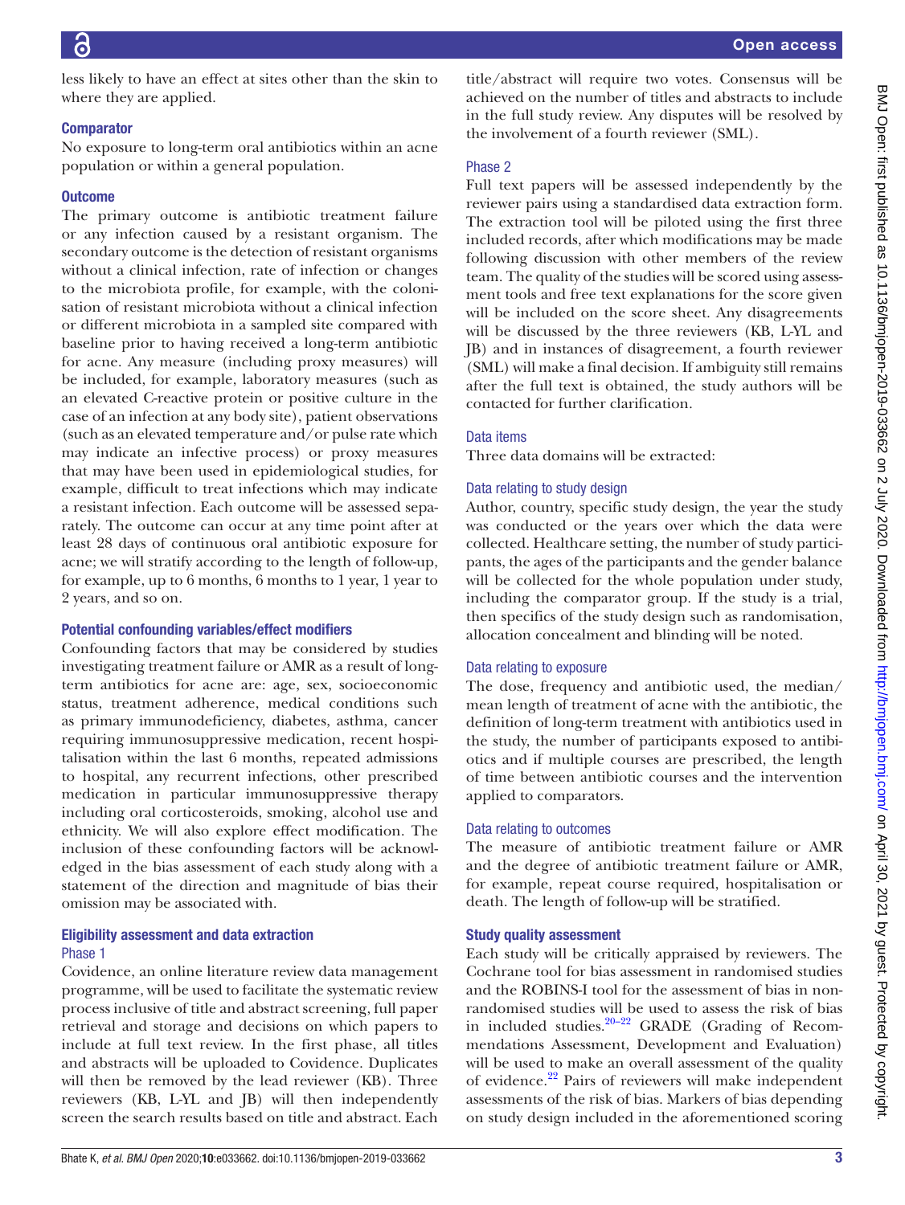less likely to have an effect at sites other than the skin to where they are applied.

### Comparator

No exposure to long-term oral antibiotics within an acne population or within a general population.

### Outcome

The primary outcome is antibiotic treatment failure or any infection caused by a resistant organism. The secondary outcome is the detection of resistant organisms without a clinical infection, rate of infection or changes to the microbiota profile, for example, with the colonisation of resistant microbiota without a clinical infection or different microbiota in a sampled site compared with baseline prior to having received a long-term antibiotic for acne. Any measure (including proxy measures) will be included, for example, laboratory measures (such as an elevated C-reactive protein or positive culture in the case of an infection at any body site), patient observations (such as an elevated temperature and/or pulse rate which may indicate an infective process) or proxy measures that may have been used in epidemiological studies, for example, difficult to treat infections which may indicate a resistant infection. Each outcome will be assessed separately. The outcome can occur at any time point after at least 28 days of continuous oral antibiotic exposure for acne; we will stratify according to the length of follow-up, for example, up to 6 months, 6 months to 1 year, 1 year to 2 years, and so on.

### Potential confounding variables/effect modifiers

Confounding factors that may be considered by studies investigating treatment failure or AMR as a result of long-term antibiotics for acne are: age, sex, socioeconomic status, treatment adherence, medical conditions such as primary immunodeficiency, diabetes, asthma, cancer requiring immunosuppressive medication, recent hospitalisation within the last 6 months, repeated admissions to hospital, any recurrent infections, other prescribed medication in particular immunosuppressive therapy including oral corticosteroids, smoking, alcohol use and ethnicity. We will also explore effect modification. The inclusion of these confounding factors will be acknowledged in the bias assessment of each study along with a statement of the direction and magnitude of bias their omission may be associated with.

## Eligibility assessment and data extraction

### Phase 1

Covidence, an online literature review data management programme, will be used to facilitate the systematic review process inclusive of title and abstract screening, full paper retrieval and storage and decisions on which papers to include at full text review. In the first phase, all titles and abstracts will be uploaded to Covidence. Duplicates will then be removed by the lead reviewer (KB). Three reviewers (KB, L-YL and JB) will then independently screen the search results based on title and abstract. Each title/abstract will require two votes. Consensus will be achieved on the number of titles and abstracts to include in the full study review. Any disputes will be resolved by the involvement of a fourth reviewer (SML).

### Phase 2

Full text papers will be assessed independently by the reviewer pairs using a standardised data extraction form. The extraction tool will be piloted using the first three included records, after which modifications may be made following discussion with other members of the review team. The quality of the studies will be scored using assessment tools and free text explanations for the score given will be included on the score sheet. Any disagreements will be discussed by the three reviewers (KB, L-YL and JB) and in instances of disagreement, a fourth reviewer (SML) will make a final decision. If ambiguity still remains after the full text is obtained, the study authors will be contacted for further clarification.

### Data items

Three data domains will be extracted:

### Data relating to study design

Author, country, specific study design, the year the study was conducted or the years over which the data were collected. Healthcare setting, the number of study participants, the ages of the participants and the gender balance will be collected for the whole population under study, including the comparator group. If the study is a trial, then specifics of the study design such as randomisation, allocation concealment and blinding will be noted.

### Data relating to exposure

The dose, frequency and antibiotic used, the median/mean length of treatment of acne with the antibiotic, the definition of long-term treatment with antibiotics used in the study, the number of participants exposed to antibiotics and if multiple courses are prescribed, the length of time between antibiotic courses and the intervention applied to comparators.

### Data relating to outcomes

The measure of antibiotic treatment failure or AMR and the degree of antibiotic treatment failure or AMR, for example, repeat course required, hospitalisation or death. The length of follow-up will be stratified.

## Study quality assessment

Each study will be critically appraised by reviewers. The Cochrane tool for bias assessment in randomised studies and the ROBINS-I tool for the assessment of bias in non-randomised studies will be used to assess the risk of bias in included studies.[20–22] GRADE (Grading of Recommendations Assessment, Development and Evaluation) will be used to make an overall assessment of the quality of evidence.[22] Pairs of reviewers will make independent assessments of the risk of bias. Markers of bias depending on study design included in the aforementioned scoring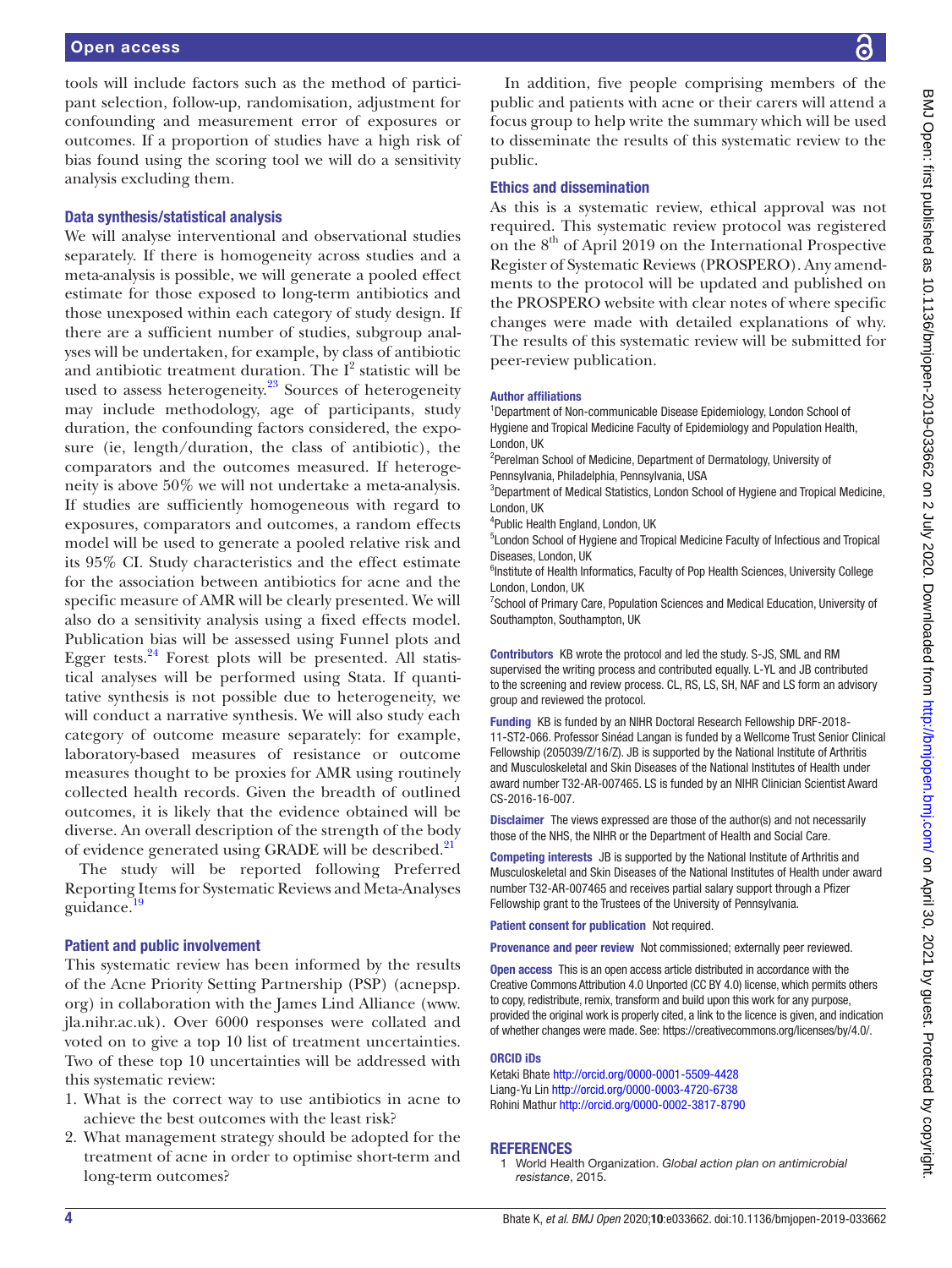tools will include factors such as the method of participant selection, follow-up, randomisation, adjustment for confounding and measurement error of exposures or outcomes. If a proportion of studies have a high risk of bias found using the scoring tool we will do a sensitivity analysis excluding them.

### Data synthesis/statistical analysis

We will analyse interventional and observational studies separately. If there is homogeneity across studies and a meta-analysis is possible, we will generate a pooled effect estimate for those exposed to long-term antibiotics and those unexposed within each category of study design. If there are a sufficient number of studies, subgroup analyses will be undertaken, for example, by class of antibiotic and antibiotic treatment duration. The $I^2$ statistic will be used to assess heterogeneity.[23] Sources of heterogeneity may include methodology, age of participants, study duration, the confounding factors considered, the exposure (ie, length/duration, the class of antibiotic), the comparators and the outcomes measured. If heterogeneity is above 50% we will not undertake a meta-analysis. If studies are sufficiently homogeneous with regard to exposures, comparators and outcomes, a random effects model will be used to generate a pooled relative risk and its 95% CI. Study characteristics and the effect estimate for the association between antibiotics for acne and the specific measure of AMR will be clearly presented. We will also do a sensitivity analysis using a fixed effects model. Publication bias will be assessed using Funnel plots and Egger tests.[24] Forest plots will be presented. All statistical analyses will be performed using Stata. If quantitative synthesis is not possible due to heterogeneity, we will conduct a narrative synthesis. We will also study each category of outcome measure separately: for example, laboratory-based measures of resistance or outcome measures thought to be proxies for AMR using routinely collected health records. Given the breadth of outlined outcomes, it is likely that the evidence obtained will be diverse. An overall description of the strength of the body of evidence generated using GRADE will be described.[21]

The study will be reported following Preferred Reporting Items for Systematic Reviews and Meta-Analyses guidance.[19]

### Patient and public involvement

This systematic review has been informed by the results of the Acne Priority Setting Partnership (PSP) (acnepsp.org) in collaboration with the James Lind Alliance (www.jla.nihr.ac.uk). Over 6000 responses were collated and voted on to give a top 10 list of treatment uncertainties. Two of these top 10 uncertainties will be addressed with this systematic review:

1. What is the correct way to use antibiotics in acne to achieve the best outcomes with the least risk?
2. What management strategy should be adopted for the treatment of acne in order to optimise short-term and long-term outcomes?

In addition, five people comprising members of the public and patients with acne or their carers will attend a focus group to help write the summary which will be used to disseminate the results of this systematic review to the public.

### Ethics and dissemination

As this is a systematic review, ethical approval was not required. This systematic review protocol was registered on the 8th of April 2019 on the International Prospective Register of Systematic Reviews (PROSPERO). Any amendments to the protocol will be updated and published on the PROSPERO website with clear notes of where specific changes were made with detailed explanations of why. The results of this systematic review will be submitted for peer-review publication.

**Author affiliations**

[1]Department of Non-communicable Disease Epidemiology, London School of Hygiene and Tropical Medicine Faculty of Epidemiology and Population Health, London, UK
[2]Perelman School of Medicine, Department of Dermatology, University of Pennsylvania, Philadelphia, Pennsylvania, USA
[3]Department of Medical Statistics, London School of Hygiene and Tropical Medicine, London, UK
[4]Public Health England, London, UK
[5]London School of Hygiene and Tropical Medicine Faculty of Infectious and Tropical Diseases, London, UK
[6]Institute of Health Informatics, Faculty of Pop Health Sciences, University College London, London, UK
[7]School of Primary Care, Population Sciences and Medical Education, University of Southampton, Southampton, UK

**Contributors** KB wrote the protocol and led the study. S-JS, SML and RM supervised the writing process and contributed equally. L-YL and JB contributed to the screening and review process. CL, RS, LS, SH, NAF and LS form an advisory group and reviewed the protocol.

**Funding** KB is funded by an NIHR Doctoral Research Fellowship DRF-2018-11-ST2-066. Professor Sinéad Langan is funded by a Wellcome Trust Senior Clinical Fellowship (205039/Z/16/Z). JB is supported by the National Institute of Arthritis and Musculoskeletal and Skin Diseases of the National Institutes of Health under award number T32-AR-007465. LS is funded by an NIHR Clinician Scientist Award CS-2016-16-007.

**Disclaimer** The views expressed are those of the author(s) and not necessarily those of the NHS, the NIHR or the Department of Health and Social Care.

**Competing interests** JB is supported by the National Institute of Arthritis and Musculoskeletal and Skin Diseases of the National Institutes of Health under award number T32-AR-007465 and receives partial salary support through a Pfizer Fellowship grant to the Trustees of the University of Pennsylvania.

**Patient consent for publication** Not required.

**Provenance and peer review** Not commissioned; externally peer reviewed.

**Open access** This is an open access article distributed in accordance with the Creative Commons Attribution 4.0 Unported (CC BY 4.0) license, which permits others to copy, redistribute, remix, transform and build upon this work for any purpose, provided the original work is properly cited, a link to the licence is given, and indication of whether changes were made. See: https://creativecommons.org/licenses/by/4.0/.

**ORCID iDs**

Ketaki Bhate http://orcid.org/0000-0001-5509-4428
Liang-Yu Lin http://orcid.org/0000-0003-4720-6738
Rohini Mathur http://orcid.org/0000-0002-3817-8790

## REFERENCES

1. World Health Organization. *Global action plan on antimicrobial resistance*, 2015.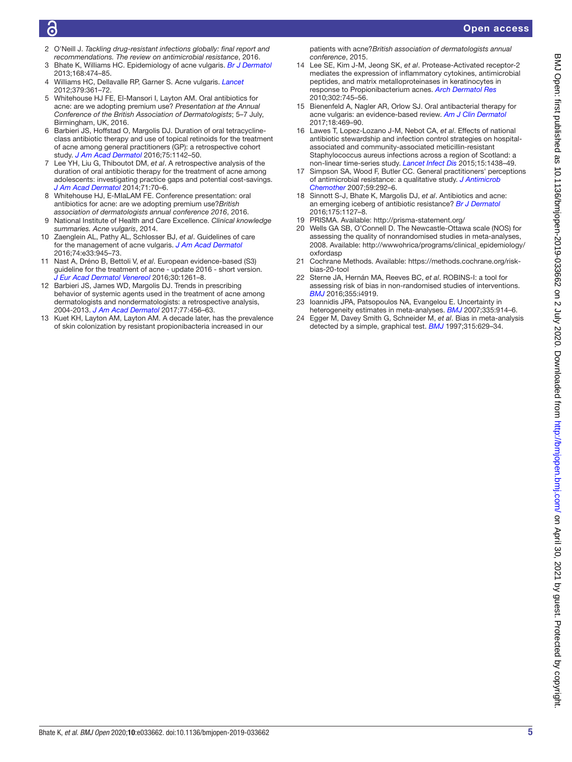2. O'Neill J. *Tackling drug-resistant infections globally: final report and recommendations. The review on antimicrobial resistance*, 2016.
3. Bhate K, Williams HC. Epidemiology of acne vulgaris. *Br J Dermatol* 2013;168:474–85.
4. Williams HC, Dellavalle RP, Garner S. Acne vulgaris. *Lancet* 2012;379:361–72.
5. Whitehouse HJ FE, El-Mansori I, Layton AM. Oral antibiotics for acne: are we adopting premium use? *Presentation at the Annual Conference of the British Association of Dermatologists*; 5–7 July, Birmingham, UK, 2016.
6. Barbieri JS, Hoffstad O, Margolis DJ. Duration of oral tetracycline-class antibiotic therapy and use of topical retinoids for the treatment of acne among general practitioners (GP): a retrospective cohort study. *J Am Acad Dermatol* 2016;75:1142–50.
7. Lee YH, Liu G, Thiboutot DM, *et al*. A retrospective analysis of the duration of oral antibiotic therapy for the treatment of acne among adolescents: investigating practice gaps and potential cost-savings. *J Am Acad Dermatol* 2014;71:70–6.
8. Whitehouse HJ, E-MIaLAM FE. Conference presentation: oral antibiotics for acne: are we adopting premium use?*British association of dermatologists annual conference 2016*, 2016.
9. National Institute of Health and Care Excellence. *Clinical knowledge summaries. Acne vulgaris*, 2014.
10. Zaenglein AL, Pathy AL, Schlosser BJ, *et al*. Guidelines of care for the management of acne vulgaris. *J Am Acad Dermatol* 2016;74:e33:945–73.
11. Nast A, Dréno B, Bettoli V, *et al*. European evidence-based (S3) guideline for the treatment of acne - update 2016 - short version. *J Eur Acad Dermatol Venereol* 2016;30:1261–8.
12. Barbieri JS, James WD, Margolis DJ. Trends in prescribing behavior of systemic agents used in the treatment of acne among dermatologists and nondermatologists: a retrospective analysis, 2004-2013. *J Am Acad Dermatol* 2017;77:456–63.
13. Kuet KH, Layton AM, Layton AM. A decade later, has the prevalence of skin colonization by resistant propionibacteria increased in our patients with acne?*British association of dermatologists annual conference*, 2015.
14. Lee SE, Kim J-M, Jeong SK, *et al*. Protease-Activated receptor-2 mediates the expression of inflammatory cytokines, antimicrobial peptides, and matrix metalloproteinases in keratinocytes in response to Propionibacterium acnes. *Arch Dermatol Res* 2010;302:745–56.
15. Bienenfeld A, Nagler AR, Orlow SJ. Oral antibacterial therapy for acne vulgaris: an evidence-based review. *Am J Clin Dermatol* 2017;18:469–90.
16. Lawes T, Lopez-Lozano J-M, Nebot CA, *et al*. Effects of national antibiotic stewardship and infection control strategies on hospital-associated and community-associated meticillin-resistant Staphylococcus aureus infections across a region of Scotland: a non-linear time-series study. *Lancet Infect Dis* 2015;15:1438–49.
17. Simpson SA, Wood F, Butler CC. General practitioners' perceptions of antimicrobial resistance: a qualitative study. *J Antimicrob Chemother* 2007;59:292–6.
18. Sinnott S-J, Bhate K, Margolis DJ, *et al*. Antibiotics and acne: an emerging iceberg of antibiotic resistance? *Br J Dermatol* 2016;175:1127–8.
19. PRISMA. Available: http://prisma-statement.org/
20. Wells GA SB, O'Connell D. The Newcastle-Ottawa scale (NOS) for assessing the quality of nonrandomised studies in meta-analyses, 2008. Available: http://wwwohrica/programs/clinical_epidemiology/oxfordasp
21. Cochrane Methods. Available: https://methods.cochrane.org/risk-bias-20-tool
22. Sterne JA, Hernán MA, Reeves BC, *et al*. ROBINS-I: a tool for assessing risk of bias in non-randomised studies of interventions. *BMJ* 2016;355:i4919.
23. Ioannidis JPA, Patsopoulos NA, Evangelou E. Uncertainty in heterogeneity estimates in meta-analyses. *BMJ* 2007;335:914–6.
24. Egger M, Davey Smith G, Schneider M, *et al*. Bias in meta-analysis detected by a simple, graphical test. *BMJ* 1997;315:629–34.